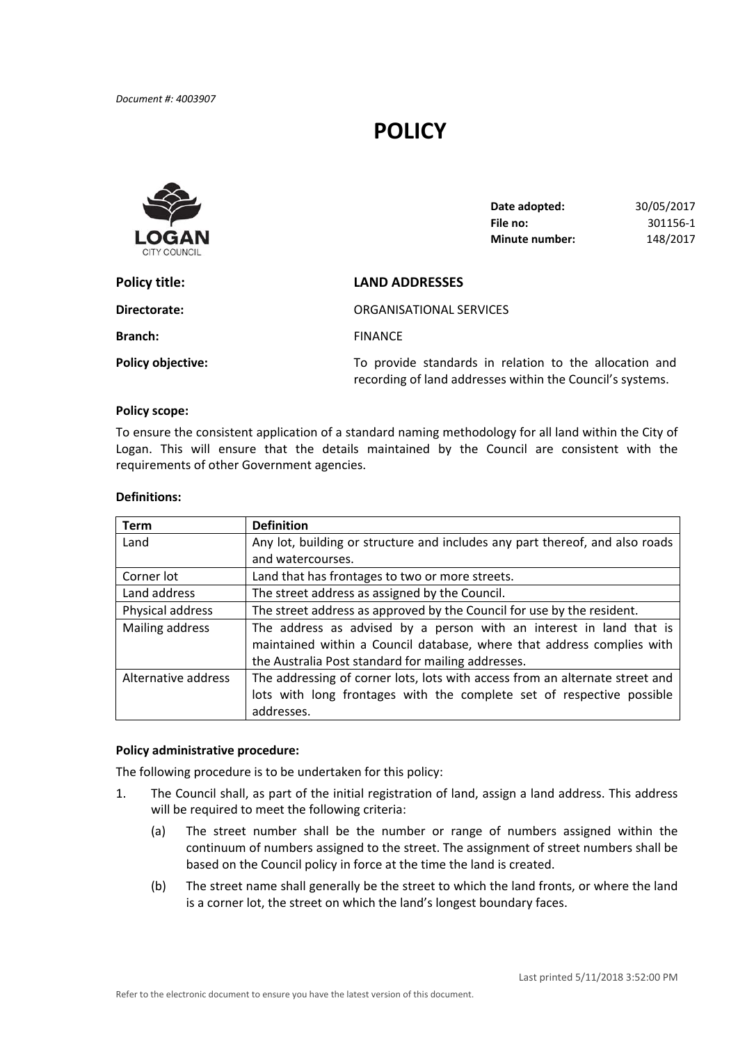*Document #: 4003907*

# POLICY

LOGAN CITY COUNCIL

| | |
|---|---|
| **Date adopted:** | 30/05/2017 |
| **File no:** | 301156-1 |
| **Minute number:** | 148/2017 |

**Policy title:** **LAND ADDRESSES**

**Directorate:** ORGANISATIONAL SERVICES

**Branch:** FINANCE

**Policy objective:** To provide standards in relation to the allocation and recording of land addresses within the Council's systems.

**Policy scope:**

To ensure the consistent application of a standard naming methodology for all land within the City of Logan. This will ensure that the details maintained by the Council are consistent with the requirements of other Government agencies.

**Definitions:**

| Term | Definition |
|---|---|
| Land | Any lot, building or structure and includes any part thereof, and also roads and watercourses. |
| Corner lot | Land that has frontages to two or more streets. |
| Land address | The street address as assigned by the Council. |
| Physical address | The street address as approved by the Council for use by the resident. |
| Mailing address | The address as advised by a person with an interest in land that is maintained within a Council database, where that address complies with the Australia Post standard for mailing addresses. |
| Alternative address | The addressing of corner lots, lots with access from an alternate street and lots with long frontages with the complete set of respective possible addresses. |

**Policy administrative procedure:**

The following procedure is to be undertaken for this policy:

1. The Council shall, as part of the initial registration of land, assign a land address. This address will be required to meet the following criteria:

   (a) The street number shall be the number or range of numbers assigned within the continuum of numbers assigned to the street. The assignment of street numbers shall be based on the Council policy in force at the time the land is created.

   (b) The street name shall generally be the street to which the land fronts, or where the land is a corner lot, the street on which the land's longest boundary faces.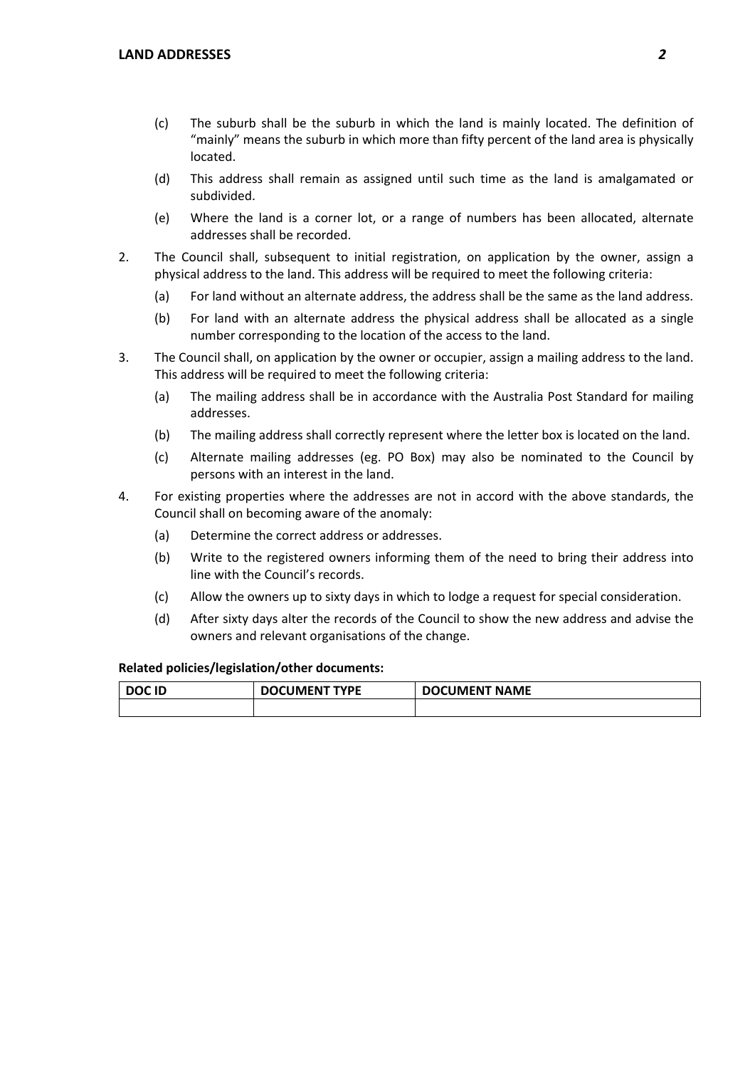(c) The suburb shall be the suburb in which the land is mainly located. The definition of "mainly" means the suburb in which more than fifty percent of the land area is physically located.

(d) This address shall remain as assigned until such time as the land is amalgamated or subdivided.

(e) Where the land is a corner lot, or a range of numbers has been allocated, alternate addresses shall be recorded.

2. The Council shall, subsequent to initial registration, on application by the owner, assign a physical address to the land. This address will be required to meet the following criteria:

   (a) For land without an alternate address, the address shall be the same as the land address.

   (b) For land with an alternate address the physical address shall be allocated as a single number corresponding to the location of the access to the land.

3. The Council shall, on application by the owner or occupier, assign a mailing address to the land. This address will be required to meet the following criteria:

   (a) The mailing address shall be in accordance with the Australia Post Standard for mailing addresses.

   (b) The mailing address shall correctly represent where the letter box is located on the land.

   (c) Alternate mailing addresses (eg. PO Box) may also be nominated to the Council by persons with an interest in the land.

4. For existing properties where the addresses are not in accord with the above standards, the Council shall on becoming aware of the anomaly:

   (a) Determine the correct address or addresses.

   (b) Write to the registered owners informing them of the need to bring their address into line with the Council's records.

   (c) Allow the owners up to sixty days in which to lodge a request for special consideration.

   (d) After sixty days alter the records of the Council to show the new address and advise the owners and relevant organisations of the change.

**Related policies/legislation/other documents:**

| DOC ID | DOCUMENT TYPE | DOCUMENT NAME |
|---|---|---|
| | | |